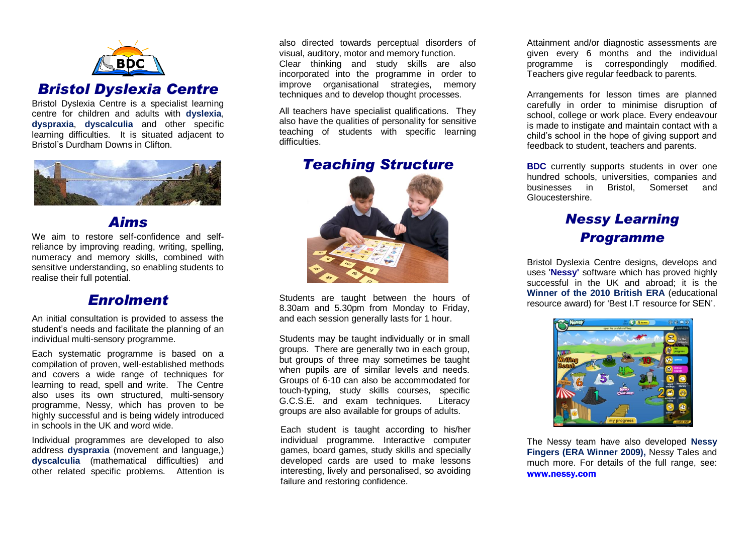# Bristol Dyslexia Centre

Bristol Dyslexia Centre is a specialist learning centre for children and adults with **dyslexia**, **dyspraxia**, **dyscalculia** and other specific learning difficulties. It is situated adjacent to Bristol's Durdham Downs in Clifton.

## Aims

We aim to restore self-confidence and self-reliance by improving reading, writing, spelling, numeracy and memory skills, combined with sensitive understanding, so enabling students to realise their full potential.

## Enrolment

An initial consultation is provided to assess the student's needs and facilitate the planning of an individual multi-sensory programme.

Each systematic programme is based on a compilation of proven, well-established methods and covers a wide range of techniques for learning to read, spell and write. The Centre also uses its own structured, multi-sensory programme, Nessy, which has proven to be highly successful and is being widely introduced in schools in the UK and word wide.

Individual programmes are developed to also address **dyspraxia** (movement and language,) **dyscalculia** (mathematical difficulties) and other related specific problems. Attention is also directed towards perceptual disorders of visual, auditory, motor and memory function. Clear thinking and study skills are also incorporated into the programme in order to improve organisational strategies, memory techniques and to develop thought processes.

All teachers have specialist qualifications. They also have the qualities of personality for sensitive teaching of students with specific learning difficulties.

## Teaching Structure

Students are taught between the hours of 8.30am and 5.30pm from Monday to Friday, and each session generally lasts for 1 hour.

Students may be taught individually or in small groups. There are generally two in each group, but groups of three may sometimes be taught when pupils are of similar levels and needs. Groups of 6-10 can also be accommodated for touch-typing, study skills courses, specific G.C.S.E. and exam techniques. Literacy groups are also available for groups of adults.

Each student is taught according to his/her individual programme. Interactive computer games, board games, study skills and specially developed cards are used to make lessons interesting, lively and personalised, so avoiding failure and restoring confidence.

Attainment and/or diagnostic assessments are given every 6 months and the individual programme is correspondingly modified. Teachers give regular feedback to parents.

Arrangements for lesson times are planned carefully in order to minimise disruption of school, college or work place. Every endeavour is made to instigate and maintain contact with a child's school in the hope of giving support and feedback to student, teachers and parents.

**BDC** currently supports students in over one hundred schools, universities, companies and businesses in Bristol, Somerset and Gloucestershire.

## Nessy Learning Programme

Bristol Dyslexia Centre designs, develops and uses '**Nessy'** software which has proved highly successful in the UK and abroad; it is the **Winner of the 2010 British ERA** (educational resource award) for 'Best I.T resource for SEN'.

The Nessy team have also developed **Nessy Fingers (ERA Winner 2009),** Nessy Tales and much more. For details of the full range, see: **www.nessy.com**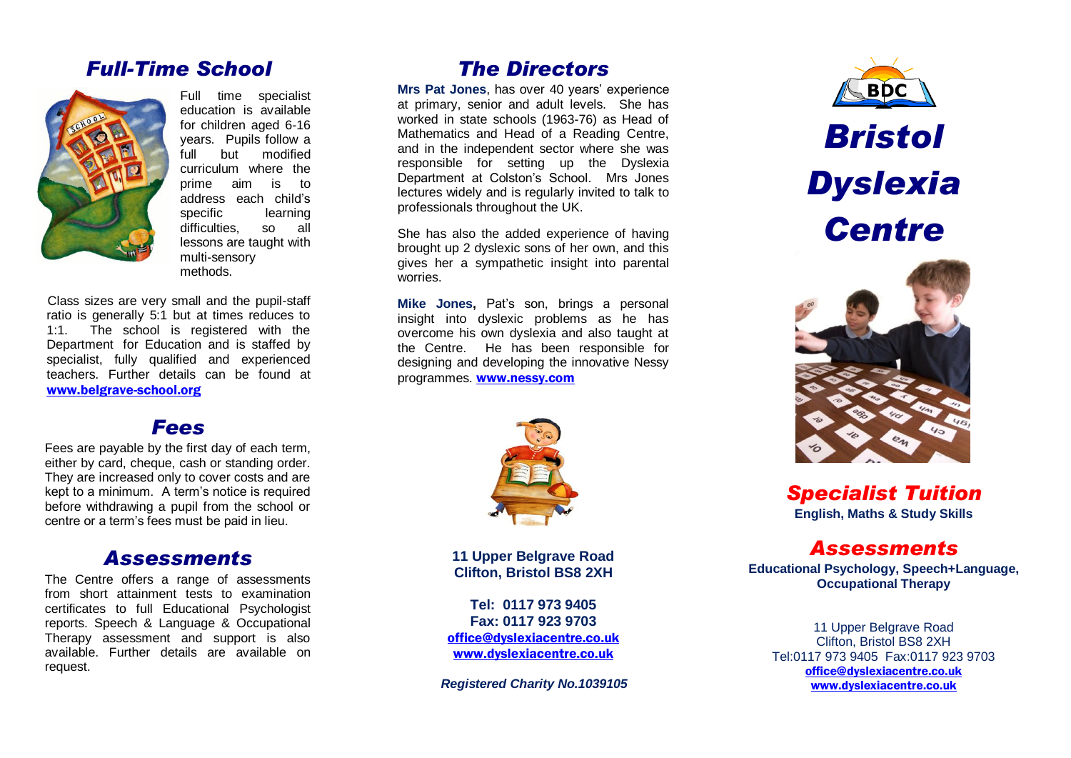## Full-Time School

Full time specialist education is available for children aged 6-16 years. Pupils follow a full but modified curriculum where the prime aim is to address each child's specific learning difficulties, so all lessons are taught with multi-sensory methods.

Class sizes are very small and the pupil-staff ratio is generally 5:1 but at times reduces to 1:1. The school is registered with the Department for Education and is staffed by specialist, fully qualified and experienced teachers. Further details can be found at [www.belgrave-school.org](http://www.belgrave-school.org)

## Fees

Fees are payable by the first day of each term, either by card, cheque, cash or standing order. They are increased only to cover costs and are kept to a minimum. A term's notice is required before withdrawing a pupil from the school or centre or a term's fees must be paid in lieu.

## Assessments

The Centre offers a range of assessments from short attainment tests to examination certificates to full Educational Psychologist reports. Speech & Language & Occupational Therapy assessment and support is also available. Further details are available on request.

## The Directors

**Mrs Pat Jones**, has over 40 years' experience at primary, senior and adult levels. She has worked in state schools (1963-76) as Head of Mathematics and Head of a Reading Centre, and in the independent sector where she was responsible for setting up the Dyslexia Department at Colston's School. Mrs Jones lectures widely and is regularly invited to talk to professionals throughout the UK.

She has also the added experience of having brought up 2 dyslexic sons of her own, and this gives her a sympathetic insight into parental worries.

**Mike Jones,** Pat's son, brings a personal insight into dyslexic problems as he has overcome his own dyslexia and also taught at the Centre. He has been responsible for designing and developing the innovative Nessy programmes. [www.nessy.com](http://www.nessy.com)

**11 Upper Belgrave Road**
**Clifton, Bristol BS8 2XH**

**Tel: 0117 973 9405**
**Fax: 0117 923 9703**
[office@dyslexiacentre.co.uk](mailto:office@dyslexiacentre.co.uk)
[www.dyslexiacentre.co.uk](http://www.dyslexiacentre.co.uk)

*Registered Charity No.1039105*

BDC

# Bristol Dyslexia Centre

## Specialist Tuition

**English, Maths & Study Skills**

## Assessments

**Educational Psychology, Speech+Language, Occupational Therapy**

11 Upper Belgrave Road
Clifton, Bristol BS8 2XH
Tel:0117 973 9405 Fax:0117 923 9703
[office@dyslexiacentre.co.uk](mailto:office@dyslexiacentre.co.uk)
[www.dyslexiacentre.co.uk](http://www.dyslexiacentre.co.uk)